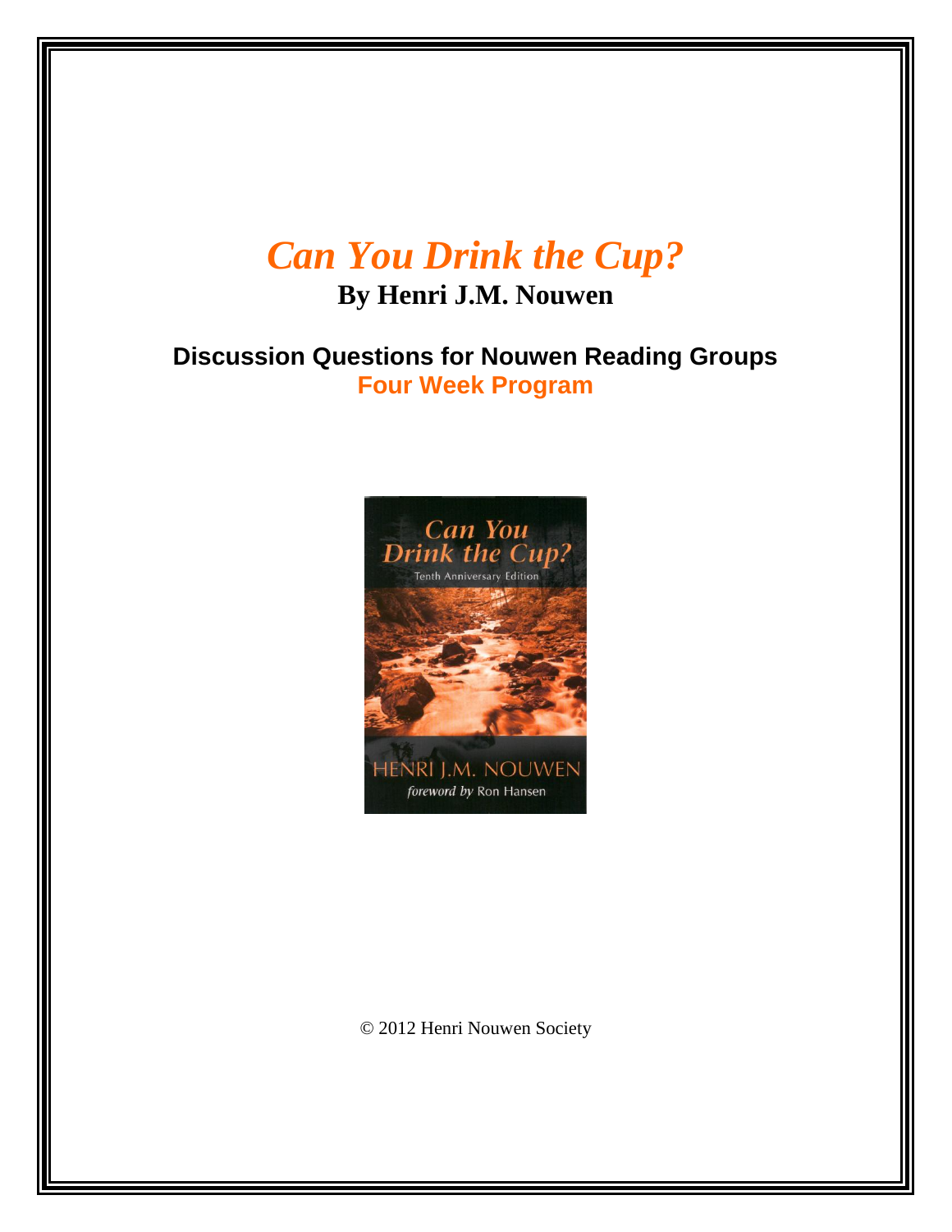# *Can You Drink the Cup?*

**By Henri J.M. Nouwen**

## Discussion Questions for Nouwen Reading Groups

**Four Week Program**

© 2012 Henri Nouwen Society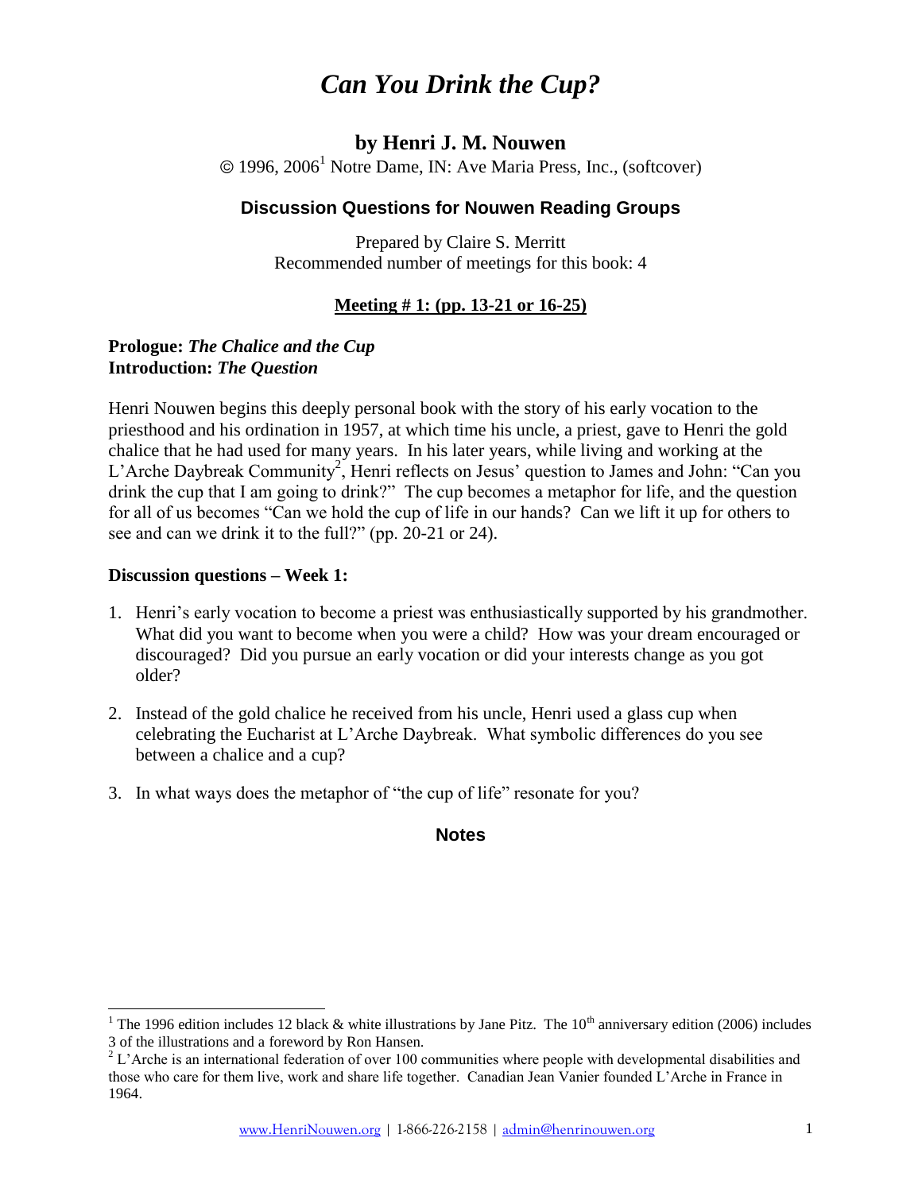# *Can You Drink the Cup?*

## by Henri J. M. Nouwen

© 1996, 2006[1] Notre Dame, IN: Ave Maria Press, Inc., (softcover)

### Discussion Questions for Nouwen Reading Groups

Prepared by Claire S. Merritt
Recommended number of meetings for this book: 4

**Meeting # 1: (pp. 13-21 or 16-25)**

**Prologue: *The Chalice and the Cup***
**Introduction: *The Question***

Henri Nouwen begins this deeply personal book with the story of his early vocation to the priesthood and his ordination in 1957, at which time his uncle, a priest, gave to Henri the gold chalice that he had used for many years. In his later years, while living and working at the L'Arche Daybreak Community[2], Henri reflects on Jesus' question to James and John: "Can you drink the cup that I am going to drink?" The cup becomes a metaphor for life, and the question for all of us becomes "Can we hold the cup of life in our hands? Can we lift it up for others to see and can we drink it to the full?" (pp. 20-21 or 24).

**Discussion questions – Week 1:**

1. Henri's early vocation to become a priest was enthusiastically supported by his grandmother. What did you want to become when you were a child? How was your dream encouraged or discouraged? Did you pursue an early vocation or did your interests change as you got older?

2. Instead of the gold chalice he received from his uncle, Henri used a glass cup when celebrating the Eucharist at L'Arche Daybreak. What symbolic differences do you see between a chalice and a cup?

3. In what ways does the metaphor of "the cup of life" resonate for you?

### Notes

---

[1] The 1996 edition includes 12 black & white illustrations by Jane Pitz. The 10th anniversary edition (2006) includes 3 of the illustrations and a foreword by Ron Hansen.

[2] L'Arche is an international federation of over 100 communities where people with developmental disabilities and those who care for them live, work and share life together. Canadian Jean Vanier founded L'Arche in France in 1964.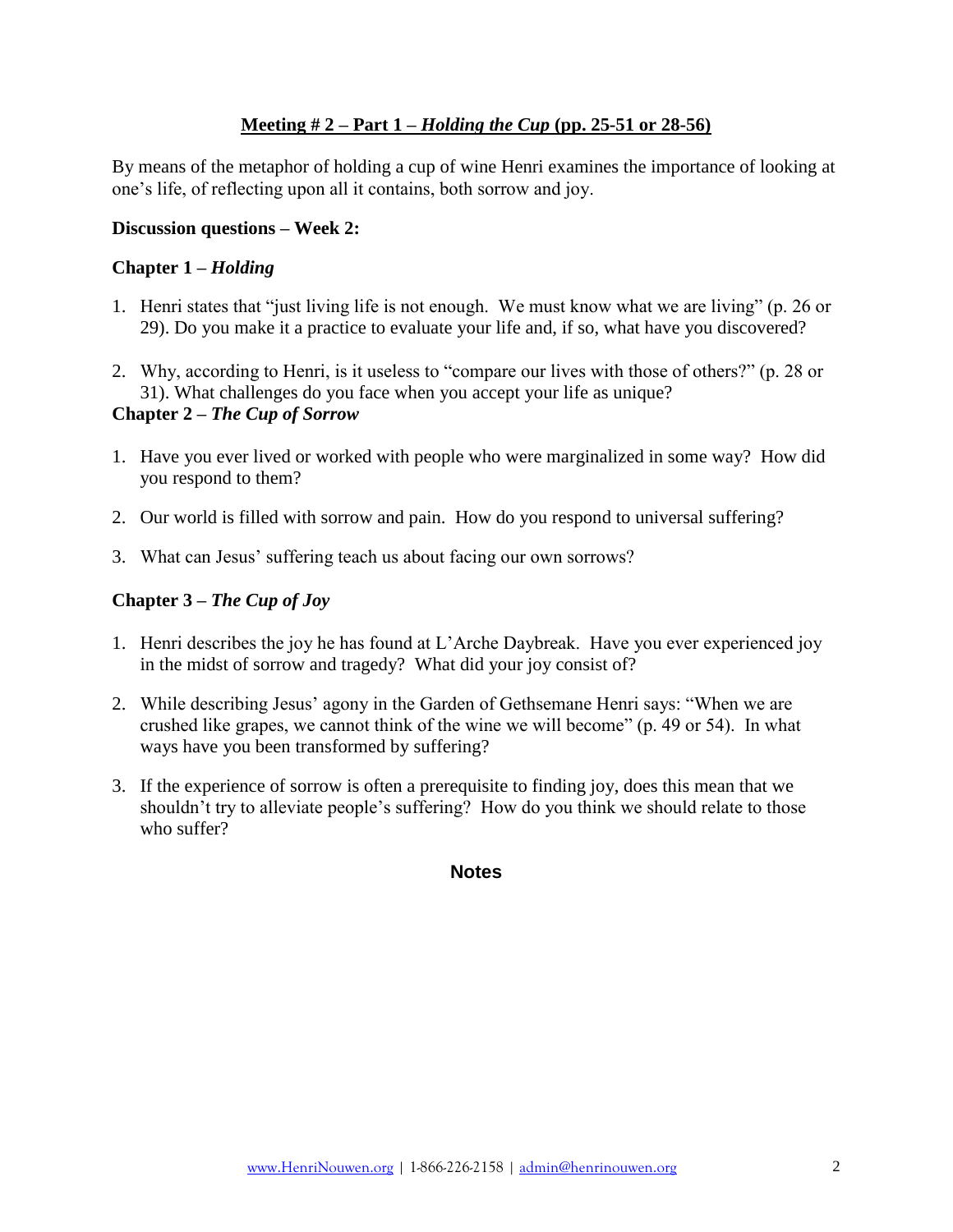## **Meeting # 2 – Part 1 – *Holding the Cup* (pp. 25-51 or 28-56)**

By means of the metaphor of holding a cup of wine Henri examines the importance of looking at one's life, of reflecting upon all it contains, both sorrow and joy.

**Discussion questions – Week 2:**

**Chapter 1 – *Holding***

1. Henri states that "just living life is not enough. We must know what we are living" (p. 26 or 29). Do you make it a practice to evaluate your life and, if so, what have you discovered?

2. Why, according to Henri, is it useless to "compare our lives with those of others?" (p. 28 or 31). What challenges do you face when you accept your life as unique?

**Chapter 2 – *The Cup of Sorrow***

1. Have you ever lived or worked with people who were marginalized in some way? How did you respond to them?

2. Our world is filled with sorrow and pain. How do you respond to universal suffering?

3. What can Jesus' suffering teach us about facing our own sorrows?

**Chapter 3 – *The Cup of Joy***

1. Henri describes the joy he has found at L'Arche Daybreak. Have you ever experienced joy in the midst of sorrow and tragedy? What did your joy consist of?

2. While describing Jesus' agony in the Garden of Gethsemane Henri says: "When we are crushed like grapes, we cannot think of the wine we will become" (p. 49 or 54). In what ways have you been transformed by suffering?

3. If the experience of sorrow is often a prerequisite to finding joy, does this mean that we shouldn't try to alleviate people's suffering? How do you think we should relate to those who suffer?

**Notes**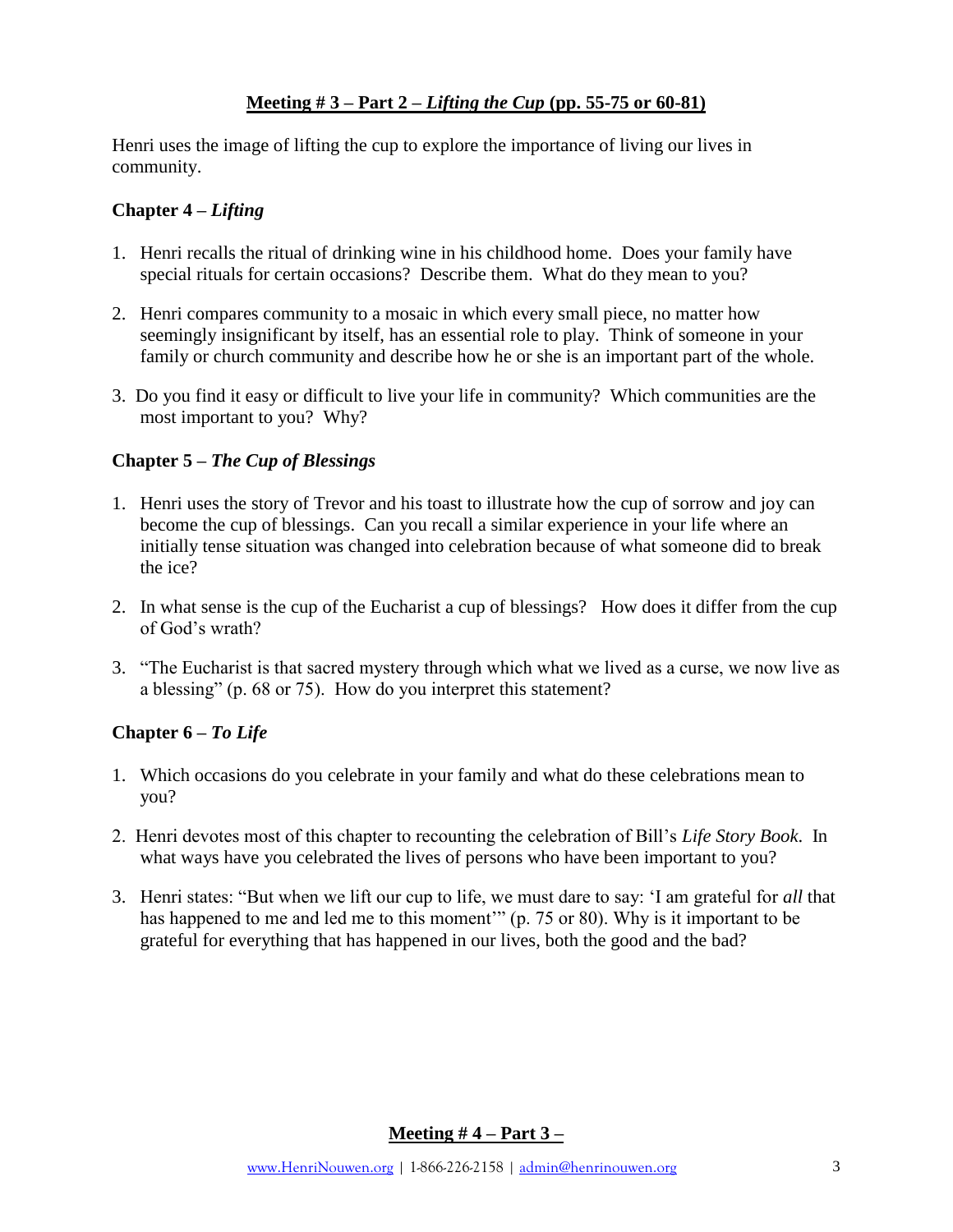## Meeting # 3 – Part 2 – *Lifting the Cup* (pp. 55-75 or 60-81)

Henri uses the image of lifting the cup to explore the importance of living our lives in community.

### Chapter 4 – *Lifting*

1. Henri recalls the ritual of drinking wine in his childhood home. Does your family have special rituals for certain occasions? Describe them. What do they mean to you?

2. Henri compares community to a mosaic in which every small piece, no matter how seemingly insignificant by itself, has an essential role to play. Think of someone in your family or church community and describe how he or she is an important part of the whole.

3. Do you find it easy or difficult to live your life in community? Which communities are the most important to you? Why?

### Chapter 5 – *The Cup of Blessings*

1. Henri uses the story of Trevor and his toast to illustrate how the cup of sorrow and joy can become the cup of blessings. Can you recall a similar experience in your life where an initially tense situation was changed into celebration because of what someone did to break the ice?

2. In what sense is the cup of the Eucharist a cup of blessings? How does it differ from the cup of God's wrath?

3. "The Eucharist is that sacred mystery through which what we lived as a curse, we now live as a blessing" (p. 68 or 75). How do you interpret this statement?

### Chapter 6 – *To Life*

1. Which occasions do you celebrate in your family and what do these celebrations mean to you?

2. Henri devotes most of this chapter to recounting the celebration of Bill's *Life Story Book*. In what ways have you celebrated the lives of persons who have been important to you?

3. Henri states: "But when we lift our cup to life, we must dare to say: 'I am grateful for *all* that has happened to me and led me to this moment'" (p. 75 or 80). Why is it important to be grateful for everything that has happened in our lives, both the good and the bad?

## Meeting # 4 – Part 3 –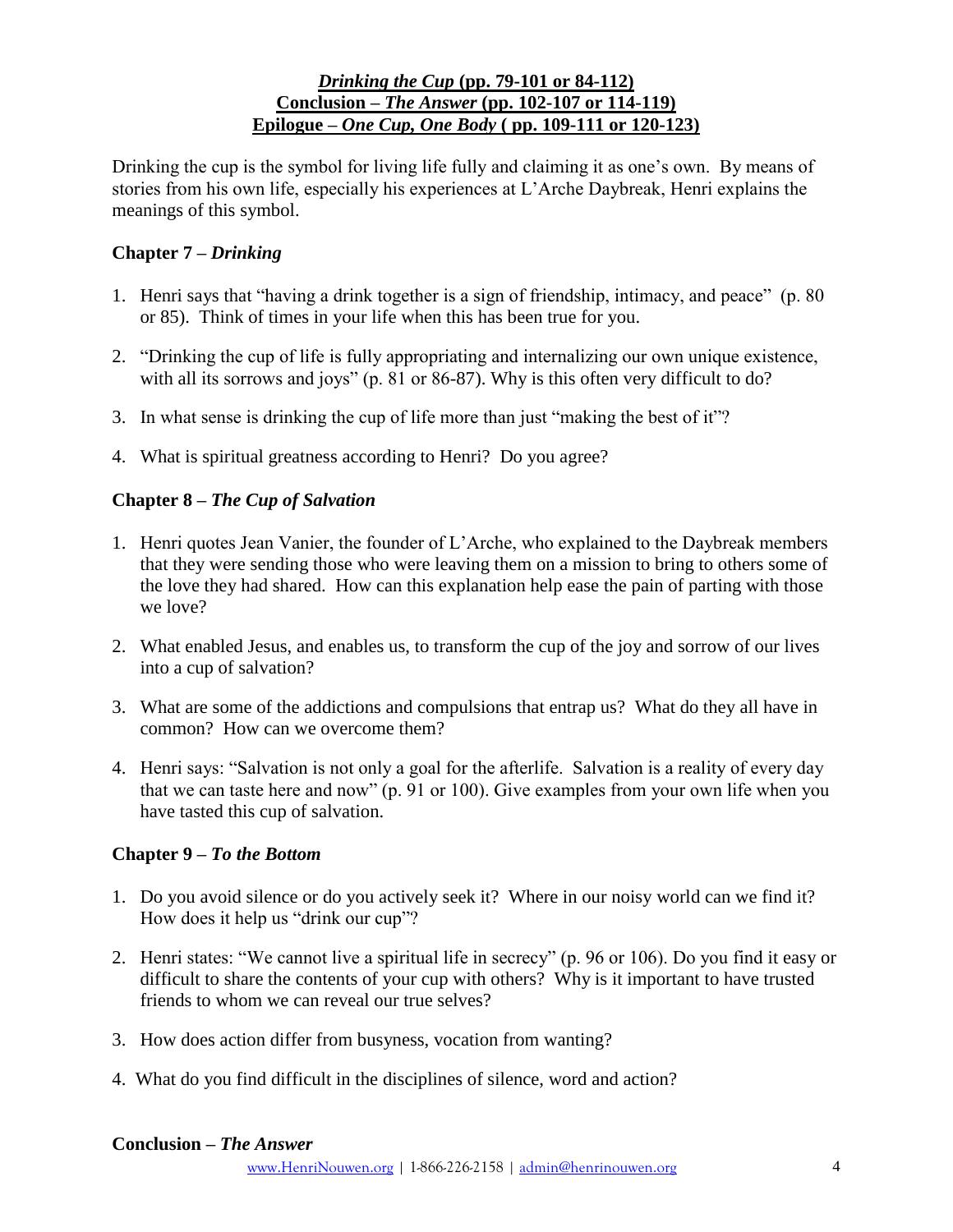## *Drinking the Cup* (pp. 79-101 or 84-112)
## Conclusion – *The Answer* (pp. 102-107 or 114-119)
## Epilogue – *One Cup, One Body* ( pp. 109-111 or 120-123)

Drinking the cup is the symbol for living life fully and claiming it as one's own. By means of stories from his own life, especially his experiences at L'Arche Daybreak, Henri explains the meanings of this symbol.

### Chapter 7 – *Drinking*

1. Henri says that "having a drink together is a sign of friendship, intimacy, and peace" (p. 80 or 85). Think of times in your life when this has been true for you.

2. "Drinking the cup of life is fully appropriating and internalizing our own unique existence, with all its sorrows and joys" (p. 81 or 86-87). Why is this often very difficult to do?

3. In what sense is drinking the cup of life more than just "making the best of it"?

4. What is spiritual greatness according to Henri? Do you agree?

### Chapter 8 – *The Cup of Salvation*

1. Henri quotes Jean Vanier, the founder of L'Arche, who explained to the Daybreak members that they were sending those who were leaving them on a mission to bring to others some of the love they had shared. How can this explanation help ease the pain of parting with those we love?

2. What enabled Jesus, and enables us, to transform the cup of the joy and sorrow of our lives into a cup of salvation?

3. What are some of the addictions and compulsions that entrap us? What do they all have in common? How can we overcome them?

4. Henri says: "Salvation is not only a goal for the afterlife. Salvation is a reality of every day that we can taste here and now" (p. 91 or 100). Give examples from your own life when you have tasted this cup of salvation.

### Chapter 9 – *To the Bottom*

1. Do you avoid silence or do you actively seek it? Where in our noisy world can we find it? How does it help us "drink our cup"?

2. Henri states: "We cannot live a spiritual life in secrecy" (p. 96 or 106). Do you find it easy or difficult to share the contents of your cup with others? Why is it important to have trusted friends to whom we can reveal our true selves?

3. How does action differ from busyness, vocation from wanting?

4. What do you find difficult in the disciplines of silence, word and action?

### Conclusion – *The Answer*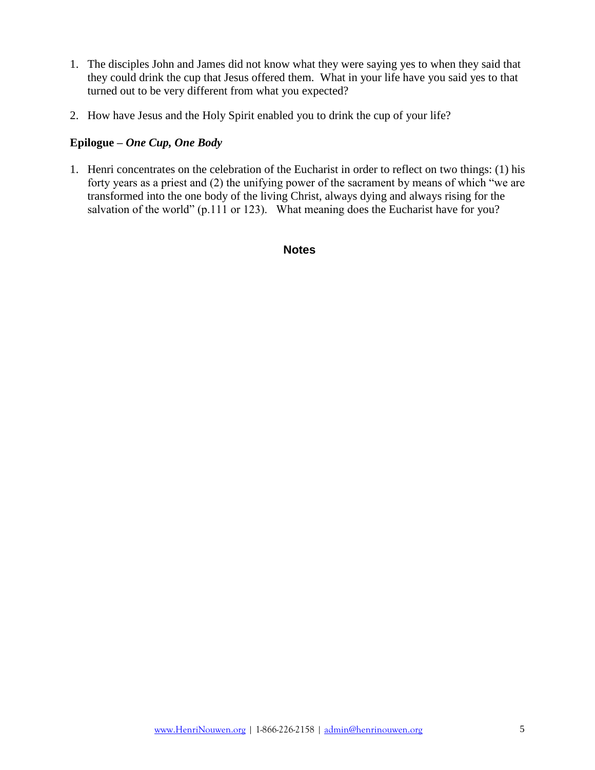1. The disciples John and James did not know what they were saying yes to when they said that they could drink the cup that Jesus offered them. What in your life have you said yes to that turned out to be very different from what you expected?

2. How have Jesus and the Holy Spirit enabled you to drink the cup of your life?

**Epilogue – *One Cup, One Body***

1. Henri concentrates on the celebration of the Eucharist in order to reflect on two things: (1) his forty years as a priest and (2) the unifying power of the sacrament by means of which "we are transformed into the one body of the living Christ, always dying and always rising for the salvation of the world" (p.111 or 123). What meaning does the Eucharist have for you?

## Notes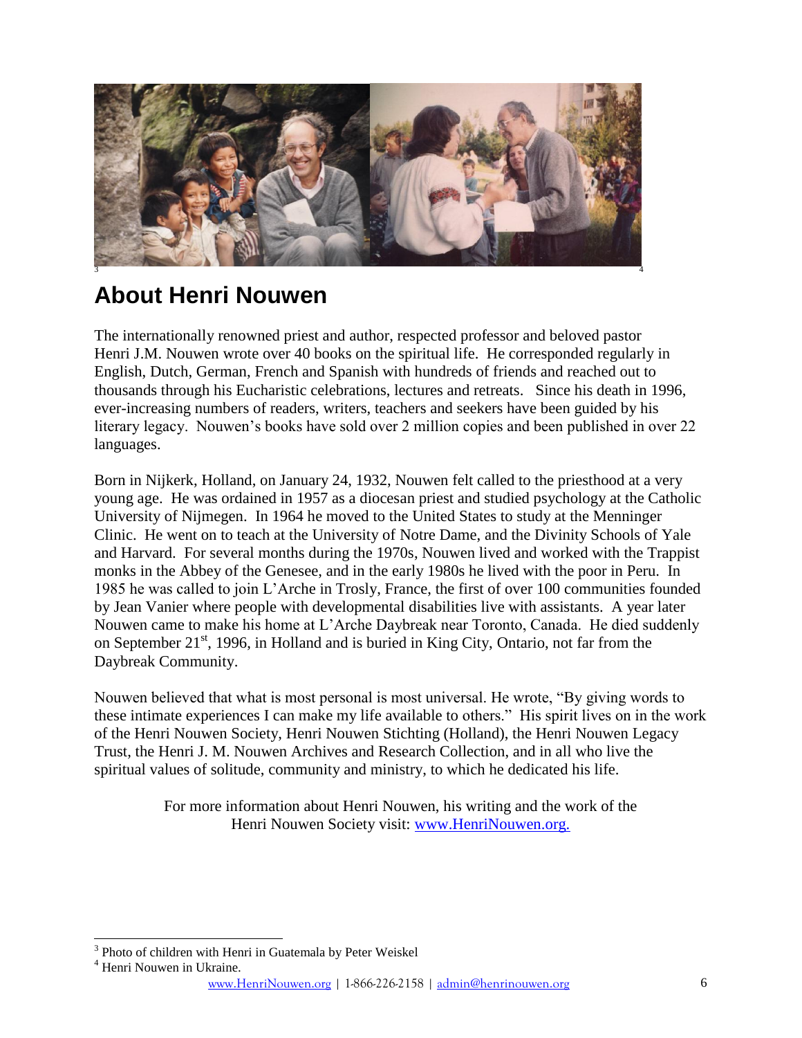## About Henri Nouwen

The internationally renowned priest and author, respected professor and beloved pastor Henri J.M. Nouwen wrote over 40 books on the spiritual life. He corresponded regularly in English, Dutch, German, French and Spanish with hundreds of friends and reached out to thousands through his Eucharistic celebrations, lectures and retreats. Since his death in 1996, ever-increasing numbers of readers, writers, teachers and seekers have been guided by his literary legacy. Nouwen's books have sold over 2 million copies and been published in over 22 languages.

Born in Nijkerk, Holland, on January 24, 1932, Nouwen felt called to the priesthood at a very young age. He was ordained in 1957 as a diocesan priest and studied psychology at the Catholic University of Nijmegen. In 1964 he moved to the United States to study at the Menninger Clinic. He went on to teach at the University of Notre Dame, and the Divinity Schools of Yale and Harvard. For several months during the 1970s, Nouwen lived and worked with the Trappist monks in the Abbey of the Genesee, and in the early 1980s he lived with the poor in Peru. In 1985 he was called to join L'Arche in Trosly, France, the first of over 100 communities founded by Jean Vanier where people with developmental disabilities live with assistants. A year later Nouwen came to make his home at L'Arche Daybreak near Toronto, Canada. He died suddenly on September 21st, 1996, in Holland and is buried in King City, Ontario, not far from the Daybreak Community.

Nouwen believed that what is most personal is most universal. He wrote, "By giving words to these intimate experiences I can make my life available to others." His spirit lives on in the work of the Henri Nouwen Society, Henri Nouwen Stichting (Holland), the Henri Nouwen Legacy Trust, the Henri J. M. Nouwen Archives and Research Collection, and in all who live the spiritual values of solitude, community and ministry, to which he dedicated his life.

For more information about Henri Nouwen, his writing and the work of the Henri Nouwen Society visit: www.HenriNouwen.org.

[3] Photo of children with Henri in Guatemala by Peter Weiskel

[4] Henri Nouwen in Ukraine.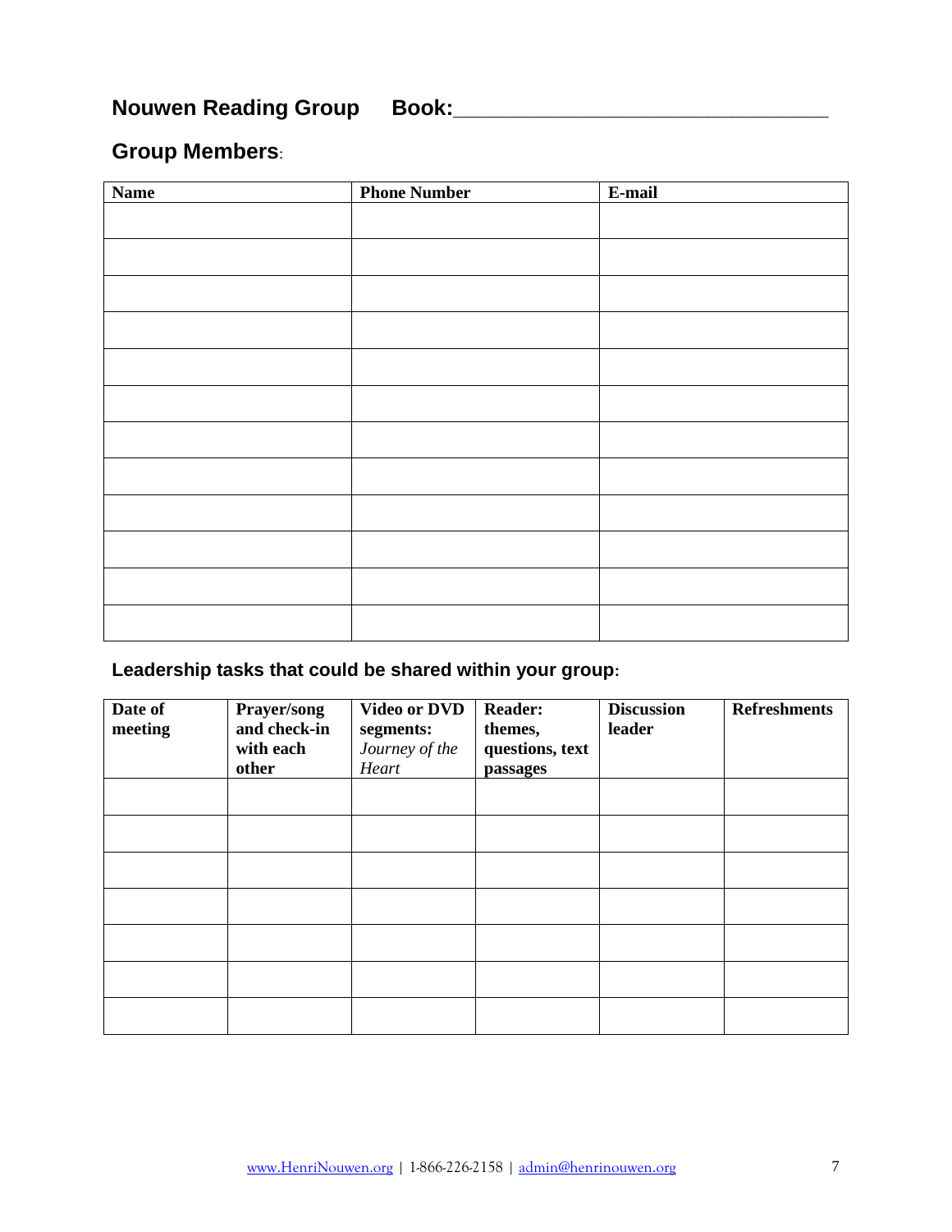## Nouwen Reading Group Book:_______________________________

## Group Members:

| Name | Phone Number | E-mail |
|---|---|---|
| | | |
| | | |
| | | |
| | | |
| | | |
| | | |
| | | |
| | | |
| | | |
| | | |
| | | |
| | | |

### Leadership tasks that could be shared within your group:

| Date of meeting | Prayer/song and check-in with each other | Video or DVD segments: *Journey of the Heart* | Reader: themes, questions, text passages | Discussion leader | Refreshments |
|---|---|---|---|---|---|
| | | | | | |
| | | | | | |
| | | | | | |
| | | | | | |
| | | | | | |
| | | | | | |
| | | | | | |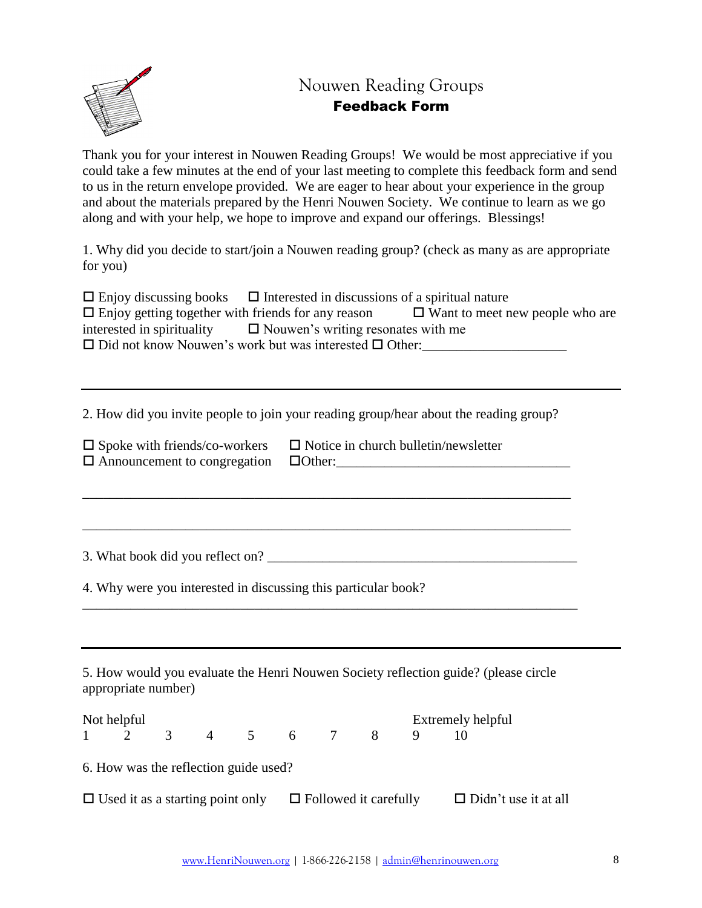# Nouwen Reading Groups

## Feedback Form

Thank you for your interest in Nouwen Reading Groups! We would be most appreciative if you could take a few minutes at the end of your last meeting to complete this feedback form and send to us in the return envelope provided. We are eager to hear about your experience in the group and about the materials prepared by the Henri Nouwen Society. We continue to learn as we go along and with your help, we hope to improve and expand our offerings. Blessings!

1. Why did you decide to start/join a Nouwen reading group? (check as many as are appropriate for you)

☐ Enjoy discussing books ☐ Interested in discussions of a spiritual nature
☐ Enjoy getting together with friends for any reason ☐ Want to meet new people who are interested in spirituality ☐ Nouwen's writing resonates with me
☐ Did not know Nouwen's work but was interested ☐ Other:____________________

---

2. How did you invite people to join your reading group/hear about the reading group?

☐ Spoke with friends/co-workers ☐ Notice in church bulletin/newsletter
☐ Announcement to congregation ☐Other:_________________________________

_________________________________________________________________________

_________________________________________________________________________

3. What book did you reflect on? _____________________________________________

4. Why were you interested in discussing this particular book?
_________________________________________________________________________

---

5. How would you evaluate the Henri Nouwen Society reflection guide? (please circle appropriate number)

Not helpful — Extremely helpful

1 2 3 4 5 6 7 8 9 10

6. How was the reflection guide used?

☐ Used it as a starting point only ☐ Followed it carefully ☐ Didn't use it at all

[www.HenriNouwen.org](http://www.HenriNouwen.org) | 1-866-226-2158 | [admin@henrinouwen.org](mailto:admin@henrinouwen.org)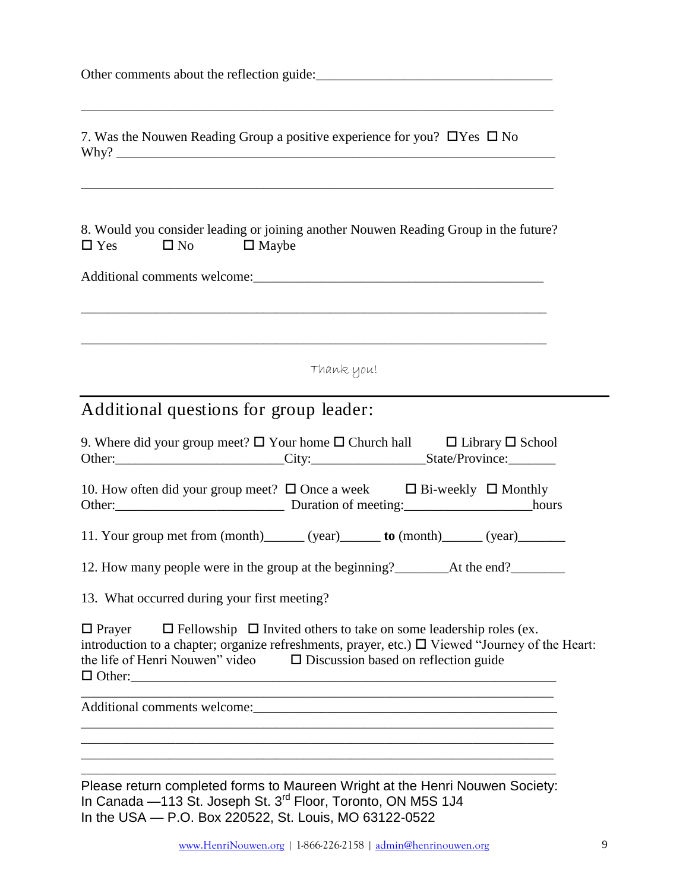Other comments about the reflection guide:___________________________________

_________________________________________________________________

7. Was the Nouwen Reading Group a positive experience for you? ☐Yes ☐ No
Why? ____________________________________________________________

_________________________________________________________________

8. Would you consider leading or joining another Nouwen Reading Group in the future?
☐ Yes ☐ No ☐ Maybe

Additional comments welcome:_____________________________________________

_________________________________________________________________

_________________________________________________________________

Thank you!

---

## Additional questions for group leader:

9. Where did your group meet? ☐ Your home ☐ Church hall ☐ Library ☐ School
Other:________________________City:________________State/Province:_______

10. How often did your group meet? ☐ Once a week ☐ Bi-weekly ☐ Monthly
Other:________________________ Duration of meeting:__________________hours

11. Your group met from (month)______ (year)______ **to** (month)______ (year)_______

12. How many people were in the group at the beginning?________At the end?________

13. What occurred during your first meeting?

☐ Prayer ☐ Fellowship ☐ Invited others to take on some leadership roles (ex. introduction to a chapter; organize refreshments, prayer, etc.) ☐ Viewed "Journey of the Heart: the life of Henri Nouwen" video ☐ Discussion based on reflection guide
☐ Other:___________________________________________________________

_________________________________________________________________

Additional comments welcome:_____________________________________________

_________________________________________________________________

_________________________________________________________________

_________________________________________________________________

Please return completed forms to Maureen Wright at the Henri Nouwen Society:
In Canada —113 St. Joseph St. 3rd Floor, Toronto, ON M5S 1J4
In the USA — P.O. Box 220522, St. Louis, MO 63122-0522

www.HenriNouwen.org | 1-866-226-2158 | admin@henrinouwen.org